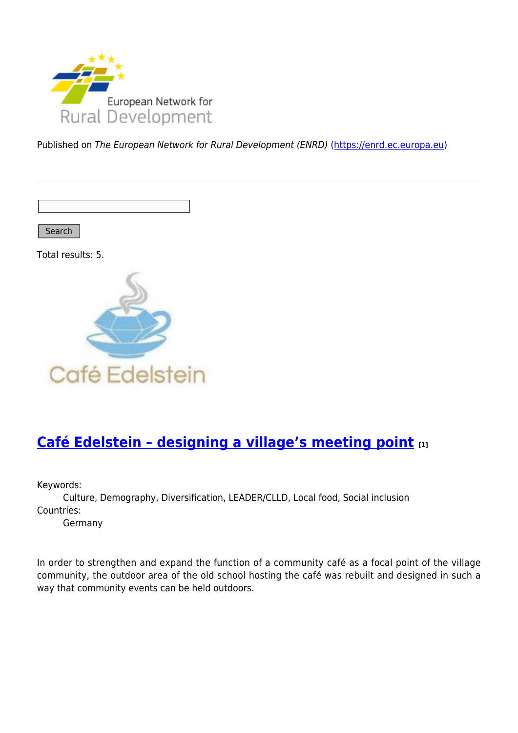Published on *The European Network for Rural Development (ENRD)* (https://enrd.ec.europa.eu)

Search

Total results: 5.

## Café Edelstein – designing a village's meeting point [1]

Keywords:
Culture, Demography, Diversification, LEADER/CLLD, Local food, Social inclusion

Countries:
Germany

In order to strengthen and expand the function of a community café as a focal point of the village community, the outdoor area of the old school hosting the café was rebuilt and designed in such a way that community events can be held outdoors.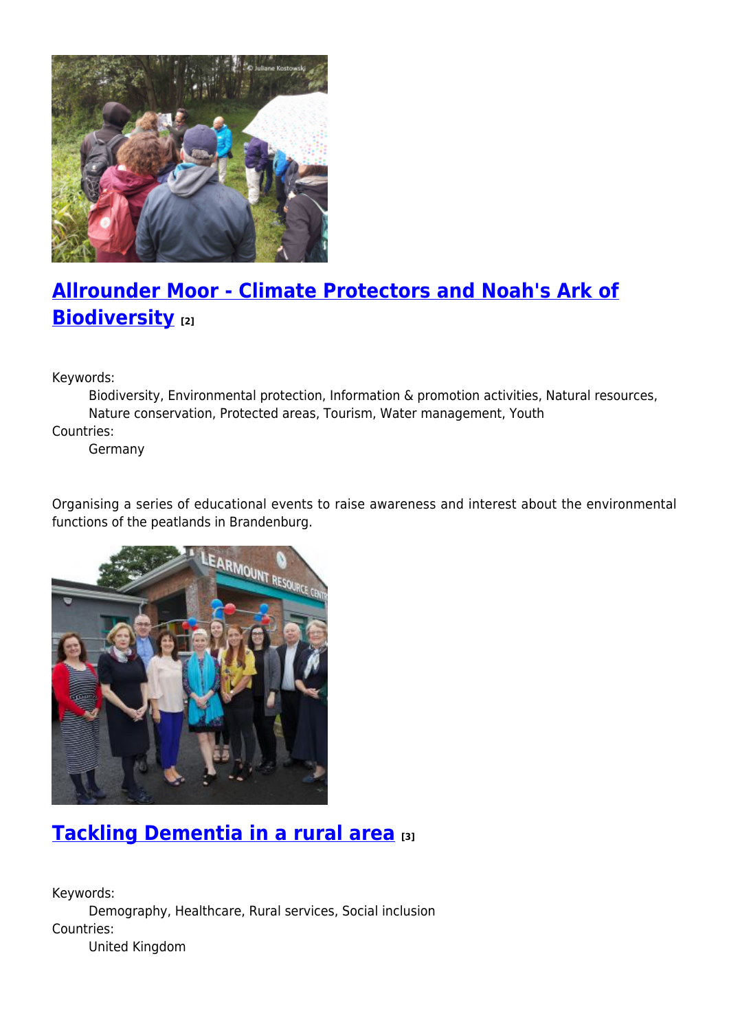## Allrounder Moor - Climate Protectors and Noah's Ark of Biodiversity [2]

Keywords:
: Biodiversity, Environmental protection, Information & promotion activities, Natural resources, Nature conservation, Protected areas, Tourism, Water management, Youth

Countries:
: Germany

Organising a series of educational events to raise awareness and interest about the environmental functions of the peatlands in Brandenburg.

## Tackling Dementia in a rural area [3]

Keywords:
: Demography, Healthcare, Rural services, Social inclusion

Countries:
: United Kingdom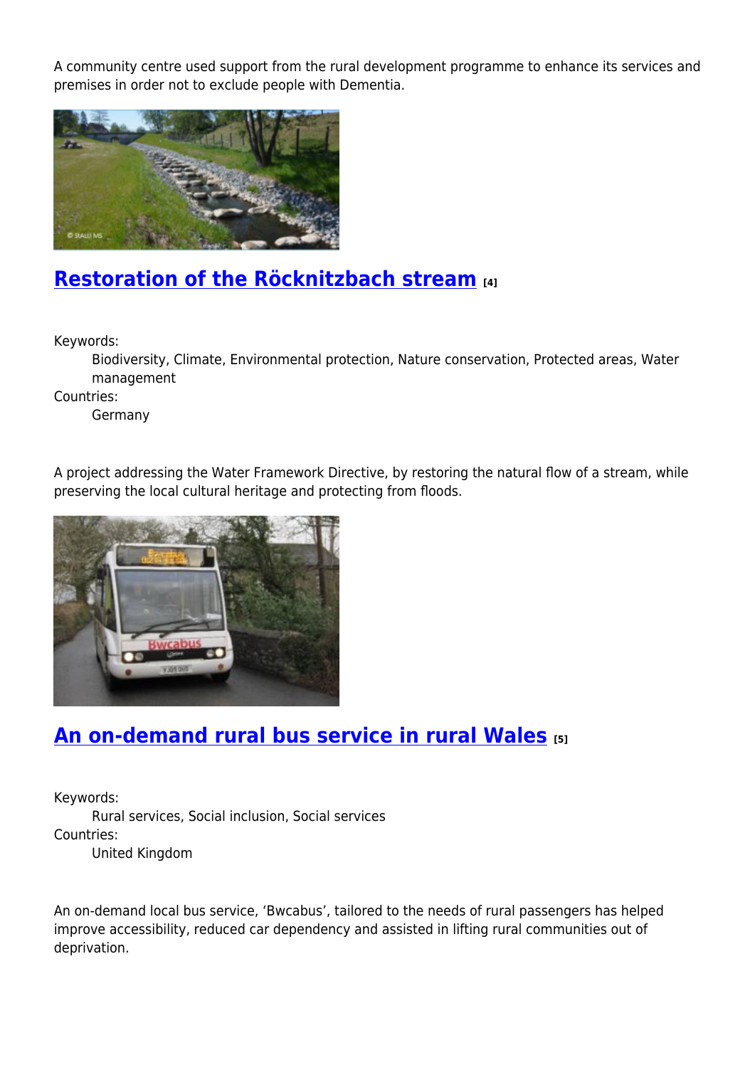A community centre used support from the rural development programme to enhance its services and premises in order not to exclude people with Dementia.

## Restoration of the Röcknitzbach stream [4]

Keywords:
Biodiversity, Climate, Environmental protection, Nature conservation, Protected areas, Water management

Countries:
Germany

A project addressing the Water Framework Directive, by restoring the natural flow of a stream, while preserving the local cultural heritage and protecting from floods.

## An on-demand rural bus service in rural Wales [5]

Keywords:
Rural services, Social inclusion, Social services

Countries:
United Kingdom

An on-demand local bus service, 'Bwcabus', tailored to the needs of rural passengers has helped improve accessibility, reduced car dependency and assisted in lifting rural communities out of deprivation.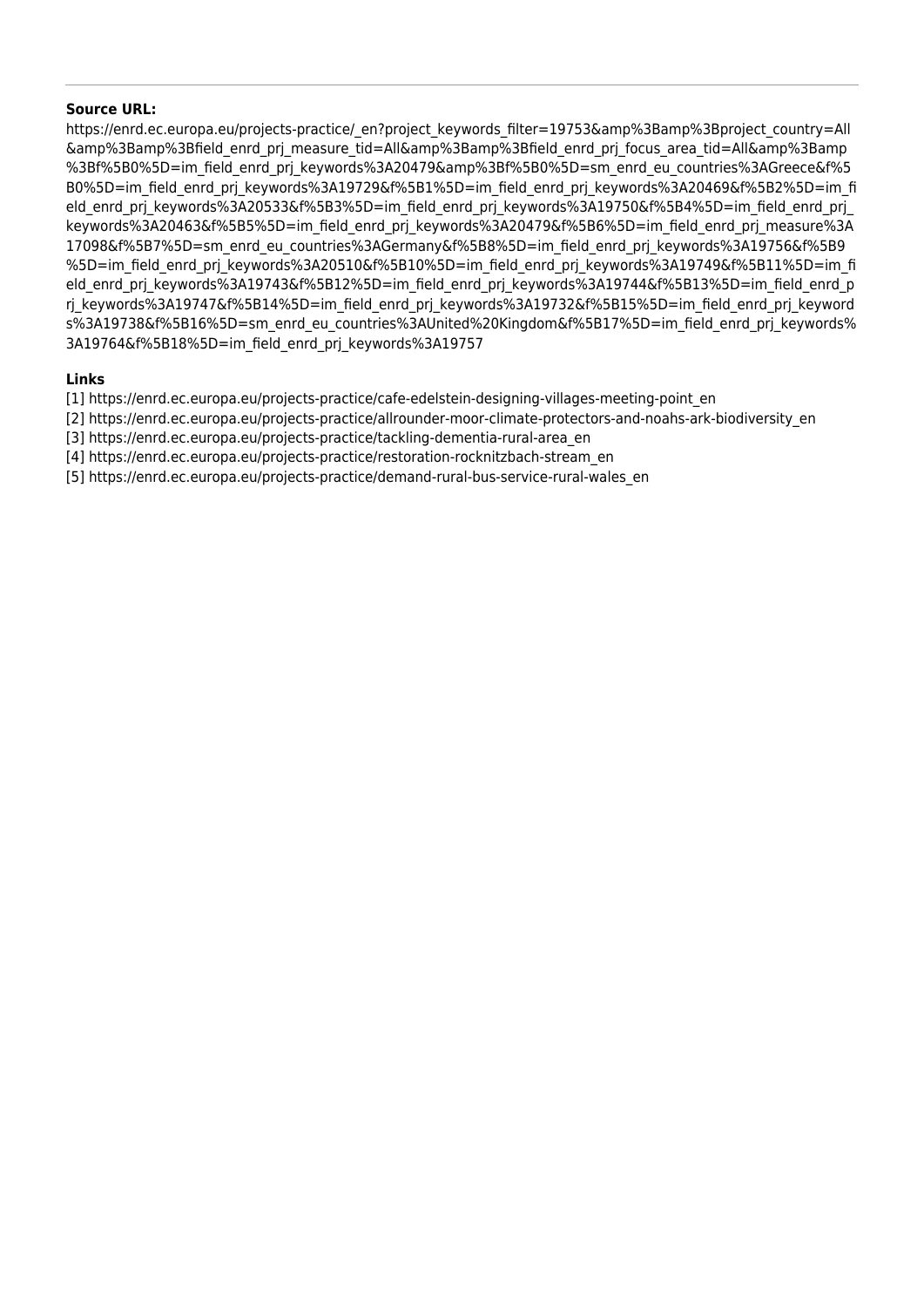**Source URL:**
https://enrd.ec.europa.eu/projects-practice/_en?project_keywords_filter=19753&amp%3Bamp%3Bproject_country=All&amp%3Bamp%3Bfield_enrd_prj_measure_tid=All&amp%3Bamp%3Bfield_enrd_prj_focus_area_tid=All&amp%3Bamp%3Bf%5B0%5D=im_field_enrd_prj_keywords%3A20479&amp%3Bf%5B0%5D=sm_enrd_eu_countries%3AGreece&f%5B0%5D=im_field_enrd_prj_keywords%3A19729&f%5B1%5D=im_field_enrd_prj_keywords%3A20469&f%5B2%5D=im_field_enrd_prj_keywords%3A20533&f%5B3%5D=im_field_enrd_prj_keywords%3A19750&f%5B4%5D=im_field_enrd_prj_keywords%3A20463&f%5B5%5D=im_field_enrd_prj_keywords%3A20479&f%5B6%5D=im_field_enrd_prj_measure%3A17098&f%5B7%5D=sm_enrd_eu_countries%3AGermany&f%5B8%5D=im_field_enrd_prj_keywords%3A19756&f%5B9%5D=im_field_enrd_prj_keywords%3A20510&f%5B10%5D=im_field_enrd_prj_keywords%3A19749&f%5B11%5D=im_field_enrd_prj_keywords%3A19743&f%5B12%5D=im_field_enrd_prj_keywords%3A19744&f%5B13%5D=im_field_enrd_prj_keywords%3A19747&f%5B14%5D=im_field_enrd_prj_keywords%3A19732&f%5B15%5D=im_field_enrd_prj_keywords%3A19738&f%5B16%5D=sm_enrd_eu_countries%3AUnited%20Kingdom&f%5B17%5D=im_field_enrd_prj_keywords%3A19764&f%5B18%5D=im_field_enrd_prj_keywords%3A19757

**Links**

[1] https://enrd.ec.europa.eu/projects-practice/cafe-edelstein-designing-villages-meeting-point_en
[2] https://enrd.ec.europa.eu/projects-practice/allrounder-moor-climate-protectors-and-noahs-ark-biodiversity_en
[3] https://enrd.ec.europa.eu/projects-practice/tackling-dementia-rural-area_en
[4] https://enrd.ec.europa.eu/projects-practice/restoration-rocknitzbach-stream_en
[5] https://enrd.ec.europa.eu/projects-practice/demand-rural-bus-service-rural-wales_en